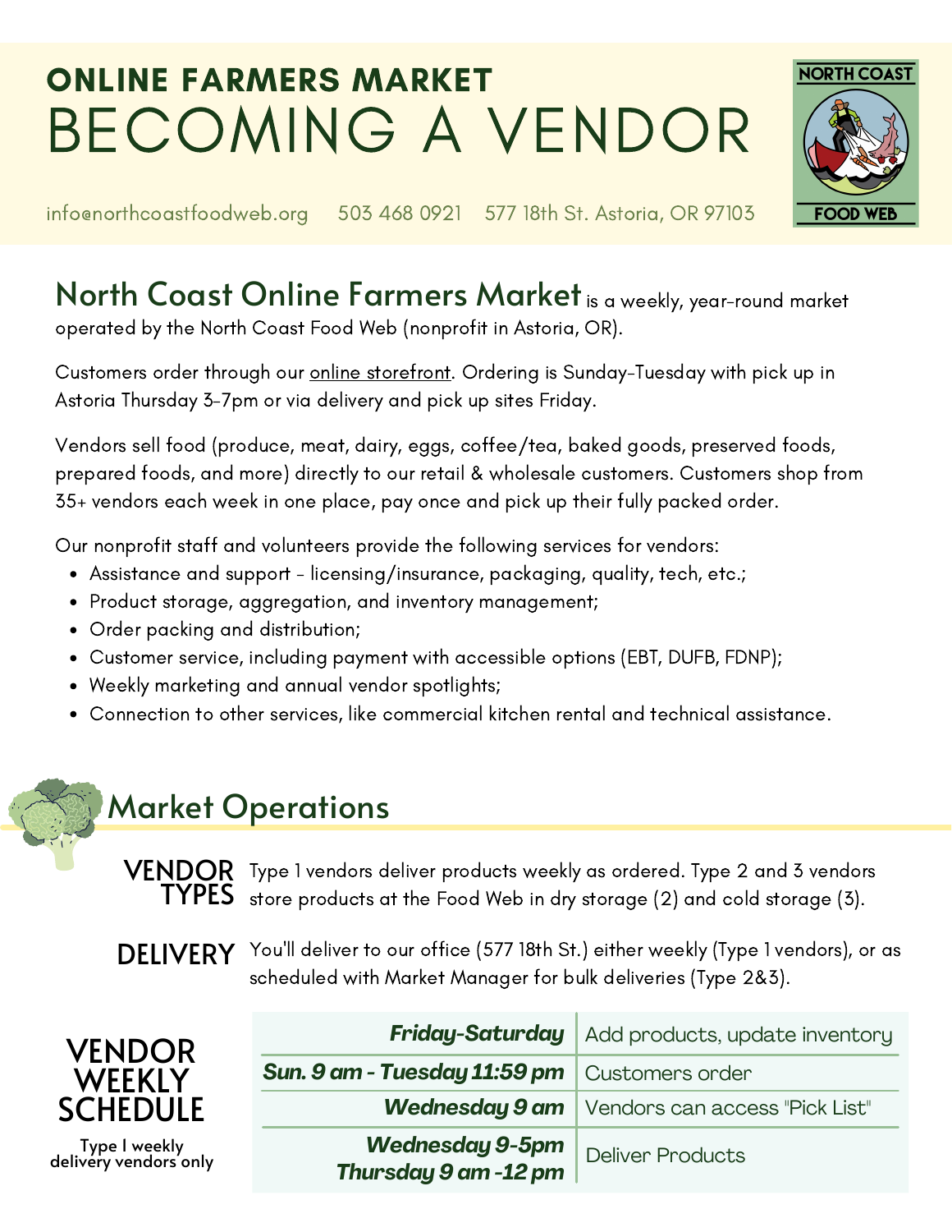# ONLINE FARMERS MARKET

# BECOMING A VENDOR

info@northcoastfoodweb.org 503 468 0921 577 18th St. Astoria, OR 97103

NORTH COAST FOOD WEB

**North Coast Online Farmers Market** is a weekly, year-round market operated by the North Coast Food Web (nonprofit in Astoria, OR).

Customers order through our online storefront. Ordering is Sunday-Tuesday with pick up in Astoria Thursday 3-7pm or via delivery and pick up sites Friday.

Vendors sell food (produce, meat, dairy, eggs, coffee/tea, baked goods, preserved foods, prepared foods, and more) directly to our retail & wholesale customers. Customers shop from 35+ vendors each week in one place, pay once and pick up their fully packed order.

Our nonprofit staff and volunteers provide the following services for vendors:

- Assistance and support - licensing/insurance, packaging, quality, tech, etc.;
- Product storage, aggregation, and inventory management;
- Order packing and distribution;
- Customer service, including payment with accessible options (EBT, DUFB, FDNP);
- Weekly marketing and annual vendor spotlights;
- Connection to other services, like commercial kitchen rental and technical assistance.

## Market Operations

**VENDOR TYPES** Type 1 vendors deliver products weekly as ordered. Type 2 and 3 vendors store products at the Food Web in dry storage (2) and cold storage (3).

**DELIVERY** You'll deliver to our office (577 18th St.) either weekly (Type 1 vendors), or as scheduled with Market Manager for bulk deliveries (Type 2&3).

**VENDOR WEEKLY SCHEDULE**

Type 1 weekly delivery vendors only

| | |
|---|---|
| ***Friday-Saturday*** | Add products, update inventory |
| ***Sun. 9 am - Tuesday 11:59 pm*** | Customers order |
| ***Wednesday 9 am*** | Vendors can access "Pick List" |
| ***Wednesday 9-5pm Thursday 9 am -12 pm*** | Deliver Products |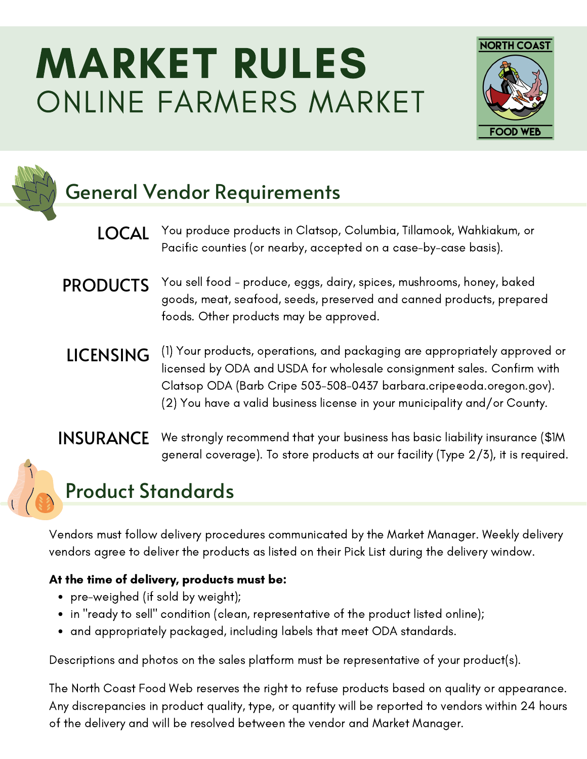# MARKET RULES
## ONLINE FARMERS MARKET

NORTH COAST FOOD WEB

## General Vendor Requirements

**LOCAL** You produce products in Clatsop, Columbia, Tillamook, Wahkiakum, or Pacific counties (or nearby, accepted on a case-by-case basis).

**PRODUCTS** You sell food - produce, eggs, dairy, spices, mushrooms, honey, baked goods, meat, seafood, seeds, preserved and canned products, prepared foods. Other products may be approved.

**LICENSING** (1) Your products, operations, and packaging are appropriately approved or licensed by ODA and USDA for wholesale consignment sales. Confirm with Clatsop ODA (Barb Cripe 503-508-0437 barbara.cripe@oda.oregon.gov). (2) You have a valid business license in your municipality and/or County.

**INSURANCE** We strongly recommend that your business has basic liability insurance ($1M general coverage). To store products at our facility (Type 2/3), it is required.

## Product Standards

Vendors must follow delivery procedures communicated by the Market Manager. Weekly delivery vendors agree to deliver the products as listed on their Pick List during the delivery window.

**At the time of delivery, products must be:**

- pre-weighed (if sold by weight);
- in "ready to sell" condition (clean, representative of the product listed online);
- and appropriately packaged, including labels that meet ODA standards.

Descriptions and photos on the sales platform must be representative of your product(s).

The North Coast Food Web reserves the right to refuse products based on quality or appearance. Any discrepancies in product quality, type, or quantity will be reported to vendors within 24 hours of the delivery and will be resolved between the vendor and Market Manager.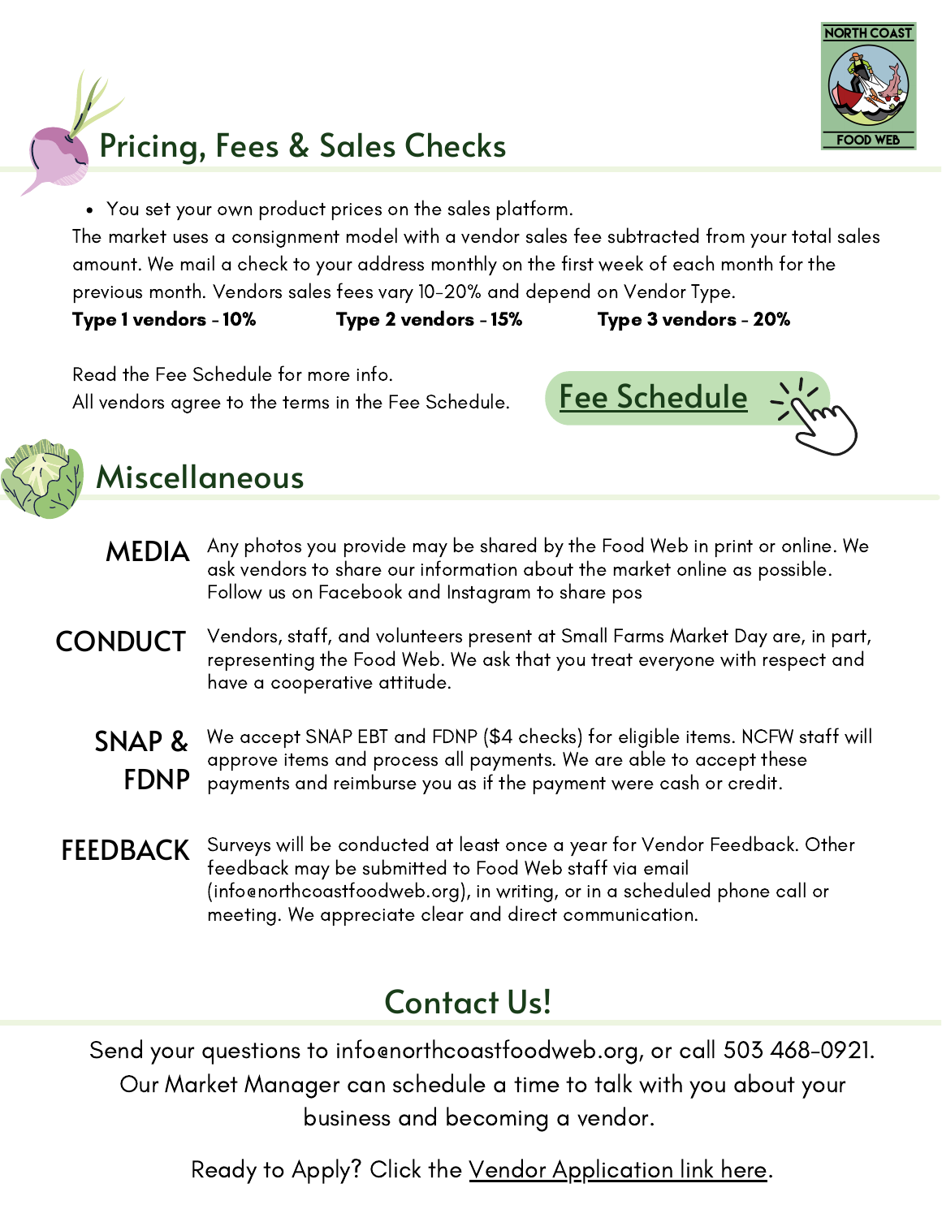## Pricing, Fees & Sales Checks

- You set your own product prices on the sales platform.

The market uses a consignment model with a vendor sales fee subtracted from your total sales amount. We mail a check to your address monthly on the first week of each month for the previous month. Vendors sales fees vary 10-20% and depend on Vendor Type.

**Type 1 vendors - 10%** **Type 2 vendors - 15%** **Type 3 vendors - 20%**

Read the Fee Schedule for more info.
All vendors agree to the terms in the Fee Schedule.

Fee Schedule

## Miscellaneous

**MEDIA** Any photos you provide may be shared by the Food Web in print or online. We ask vendors to share our information about the market online as possible. Follow us on Facebook and Instagram to share pos

**CONDUCT** Vendors, staff, and volunteers present at Small Farms Market Day are, in part, representing the Food Web. We ask that you treat everyone with respect and have a cooperative attitude.

**SNAP & FDNP** We accept SNAP EBT and FDNP ($4 checks) for eligible items. NCFW staff will approve items and process all payments. We are able to accept these payments and reimburse you as if the payment were cash or credit.

**FEEDBACK** Surveys will be conducted at least once a year for Vendor Feedback. Other feedback may be submitted to Food Web staff via email (info@northcoastfoodweb.org), in writing, or in a scheduled phone call or meeting. We appreciate clear and direct communication.

## Contact Us!

Send your questions to info@northcoastfoodweb.org, or call 503 468-0921. Our Market Manager can schedule a time to talk with you about your business and becoming a vendor.

Ready to Apply? Click the Vendor Application link here.